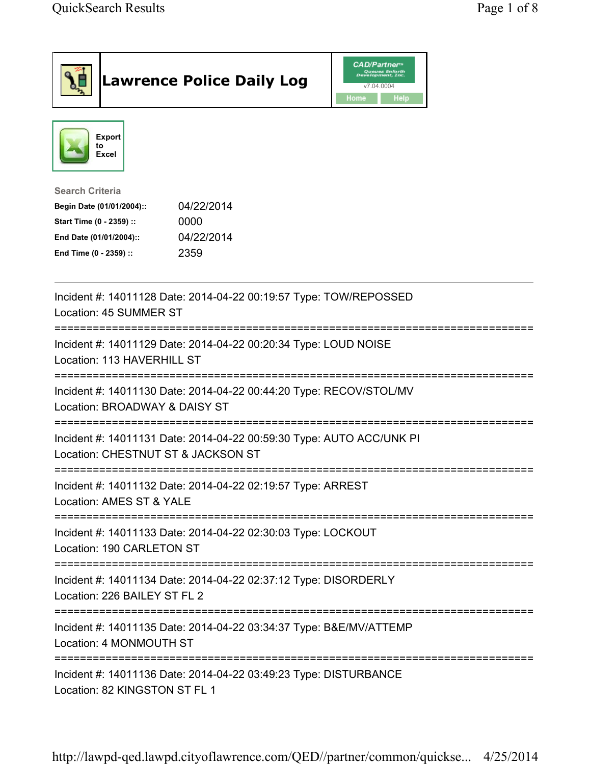# Lawrence Police Daily Log

CAD/Partner v7.04.0004

Home | Help

Export to Excel

**Search Criteria**

| | |
|---|---|
| **Begin Date (01/01/2004)::** | 04/22/2014 |
| **Start Time (0 - 2359) ::** | 0000 |
| **End Date (01/01/2004)::** | 04/22/2014 |
| **End Time (0 - 2359) ::** | 2359 |

---

Incident #: 14011128 Date: 2014-04-22 00:19:57 Type: TOW/REPOSSED
Location: 45 SUMMER ST

===========================================================================

Incident #: 14011129 Date: 2014-04-22 00:20:34 Type: LOUD NOISE
Location: 113 HAVERHILL ST

===========================================================================

Incident #: 14011130 Date: 2014-04-22 00:44:20 Type: RECOV/STOL/MV
Location: BROADWAY & DAISY ST

===========================================================================

Incident #: 14011131 Date: 2014-04-22 00:59:30 Type: AUTO ACC/UNK PI
Location: CHESTNUT ST & JACKSON ST

===========================================================================

Incident #: 14011132 Date: 2014-04-22 02:19:57 Type: ARREST
Location: AMES ST & YALE

===========================================================================

Incident #: 14011133 Date: 2014-04-22 02:30:03 Type: LOCKOUT
Location: 190 CARLETON ST

===========================================================================

Incident #: 14011134 Date: 2014-04-22 02:37:12 Type: DISORDERLY
Location: 226 BAILEY ST FL 2

===========================================================================

Incident #: 14011135 Date: 2014-04-22 03:34:37 Type: B&E/MV/ATTEMP
Location: 4 MONMOUTH ST

===========================================================================

Incident #: 14011136 Date: 2014-04-22 03:49:23 Type: DISTURBANCE
Location: 82 KINGSTON ST FL 1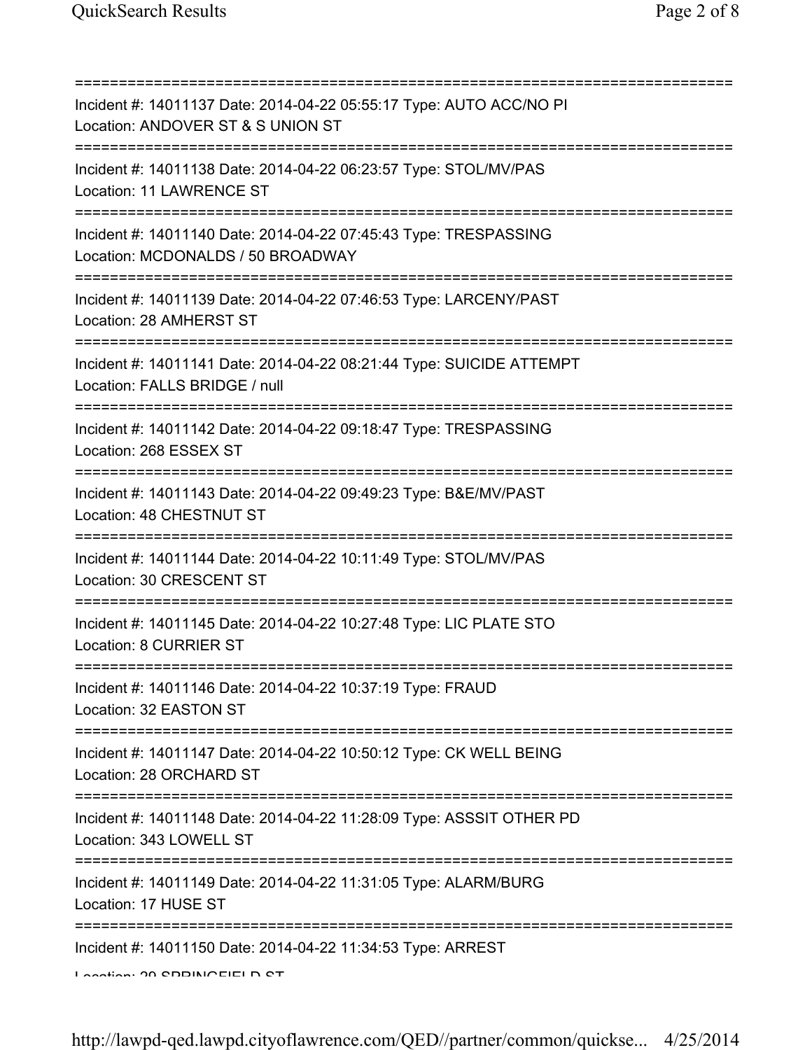===========================================================================
Incident #: 14011137 Date: 2014-04-22 05:55:17 Type: AUTO ACC/NO PI
Location: ANDOVER ST & S UNION ST
===========================================================================
Incident #: 14011138 Date: 2014-04-22 06:23:57 Type: STOL/MV/PAS
Location: 11 LAWRENCE ST
===========================================================================
Incident #: 14011140 Date: 2014-04-22 07:45:43 Type: TRESPASSING
Location: MCDONALDS / 50 BROADWAY
===========================================================================
Incident #: 14011139 Date: 2014-04-22 07:46:53 Type: LARCENY/PAST
Location: 28 AMHERST ST
===========================================================================
Incident #: 14011141 Date: 2014-04-22 08:21:44 Type: SUICIDE ATTEMPT
Location: FALLS BRIDGE / null
===========================================================================
Incident #: 14011142 Date: 2014-04-22 09:18:47 Type: TRESPASSING
Location: 268 ESSEX ST
===========================================================================
Incident #: 14011143 Date: 2014-04-22 09:49:23 Type: B&E/MV/PAST
Location: 48 CHESTNUT ST
===========================================================================
Incident #: 14011144 Date: 2014-04-22 10:11:49 Type: STOL/MV/PAS
Location: 30 CRESCENT ST
===========================================================================
Incident #: 14011145 Date: 2014-04-22 10:27:48 Type: LIC PLATE STO
Location: 8 CURRIER ST
===========================================================================
Incident #: 14011146 Date: 2014-04-22 10:37:19 Type: FRAUD
Location: 32 EASTON ST
===========================================================================
Incident #: 14011147 Date: 2014-04-22 10:50:12 Type: CK WELL BEING
Location: 28 ORCHARD ST
===========================================================================
Incident #: 14011148 Date: 2014-04-22 11:28:09 Type: ASSSIT OTHER PD
Location: 343 LOWELL ST
===========================================================================
Incident #: 14011149 Date: 2014-04-22 11:31:05 Type: ALARM/BURG
Location: 17 HUSE ST
===========================================================================
Incident #: 14011150 Date: 2014-04-22 11:34:53 Type: ARREST
Location: 29 SPRINGFIELD ST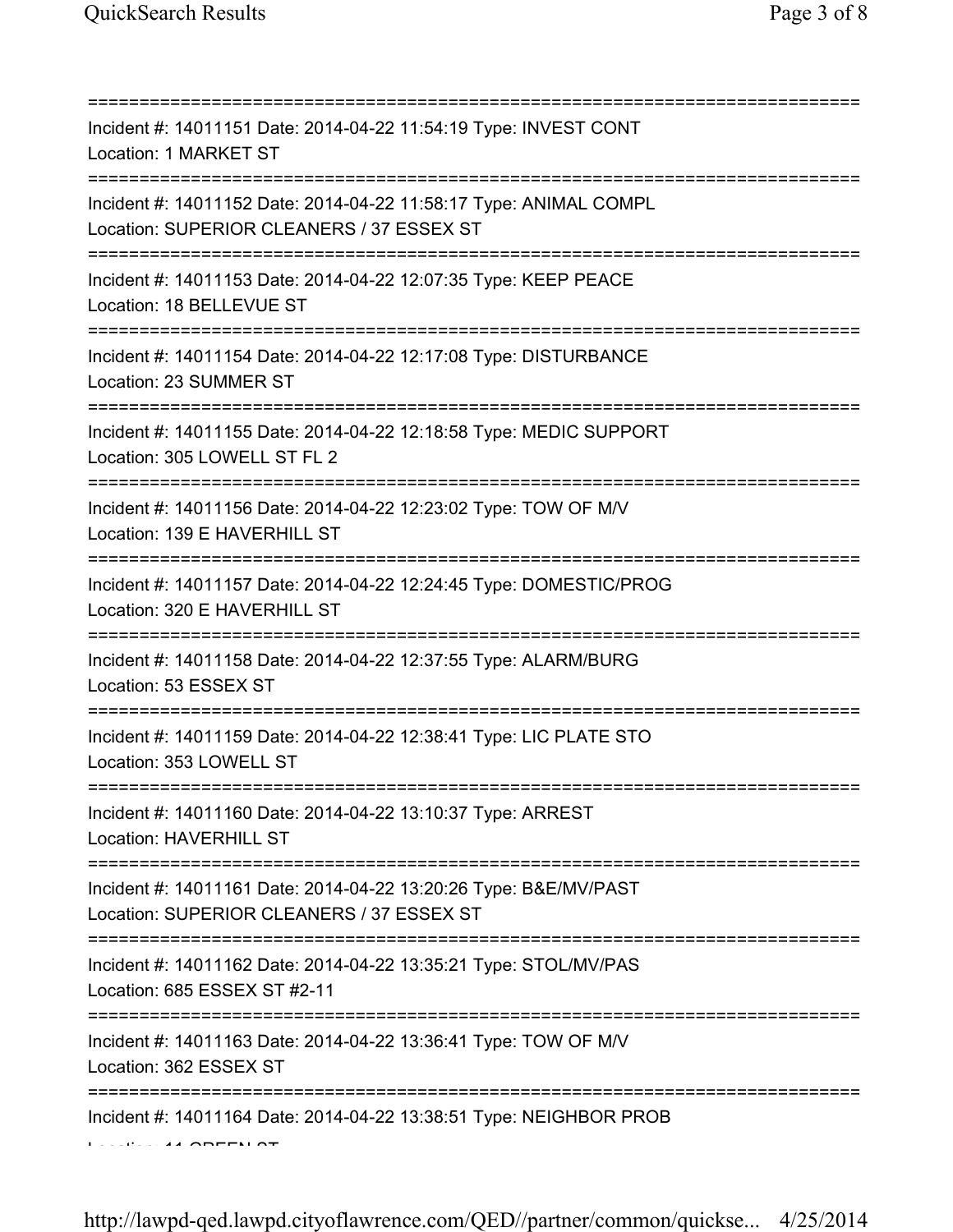===========================================================================
Incident #: 14011151 Date: 2014-04-22 11:54:19 Type: INVEST CONT
Location: 1 MARKET ST
===========================================================================
Incident #: 14011152 Date: 2014-04-22 11:58:17 Type: ANIMAL COMPL
Location: SUPERIOR CLEANERS / 37 ESSEX ST
===========================================================================
Incident #: 14011153 Date: 2014-04-22 12:07:35 Type: KEEP PEACE
Location: 18 BELLEVUE ST
===========================================================================
Incident #: 14011154 Date: 2014-04-22 12:17:08 Type: DISTURBANCE
Location: 23 SUMMER ST
===========================================================================
Incident #: 14011155 Date: 2014-04-22 12:18:58 Type: MEDIC SUPPORT
Location: 305 LOWELL ST FL 2
===========================================================================
Incident #: 14011156 Date: 2014-04-22 12:23:02 Type: TOW OF M/V
Location: 139 E HAVERHILL ST
===========================================================================
Incident #: 14011157 Date: 2014-04-22 12:24:45 Type: DOMESTIC/PROG
Location: 320 E HAVERHILL ST
===========================================================================
Incident #: 14011158 Date: 2014-04-22 12:37:55 Type: ALARM/BURG
Location: 53 ESSEX ST
===========================================================================
Incident #: 14011159 Date: 2014-04-22 12:38:41 Type: LIC PLATE STO
Location: 353 LOWELL ST
===========================================================================
Incident #: 14011160 Date: 2014-04-22 13:10:37 Type: ARREST
Location: HAVERHILL ST
===========================================================================
Incident #: 14011161 Date: 2014-04-22 13:20:26 Type: B&E/MV/PAST
Location: SUPERIOR CLEANERS / 37 ESSEX ST
===========================================================================
Incident #: 14011162 Date: 2014-04-22 13:35:21 Type: STOL/MV/PAS
Location: 685 ESSEX ST #2-11
===========================================================================
Incident #: 14011163 Date: 2014-04-22 13:36:41 Type: TOW OF M/V
Location: 362 ESSEX ST
===========================================================================
Incident #: 14011164 Date: 2014-04-22 13:38:51 Type: NEIGHBOR PROB
Location: 11 GREEN ST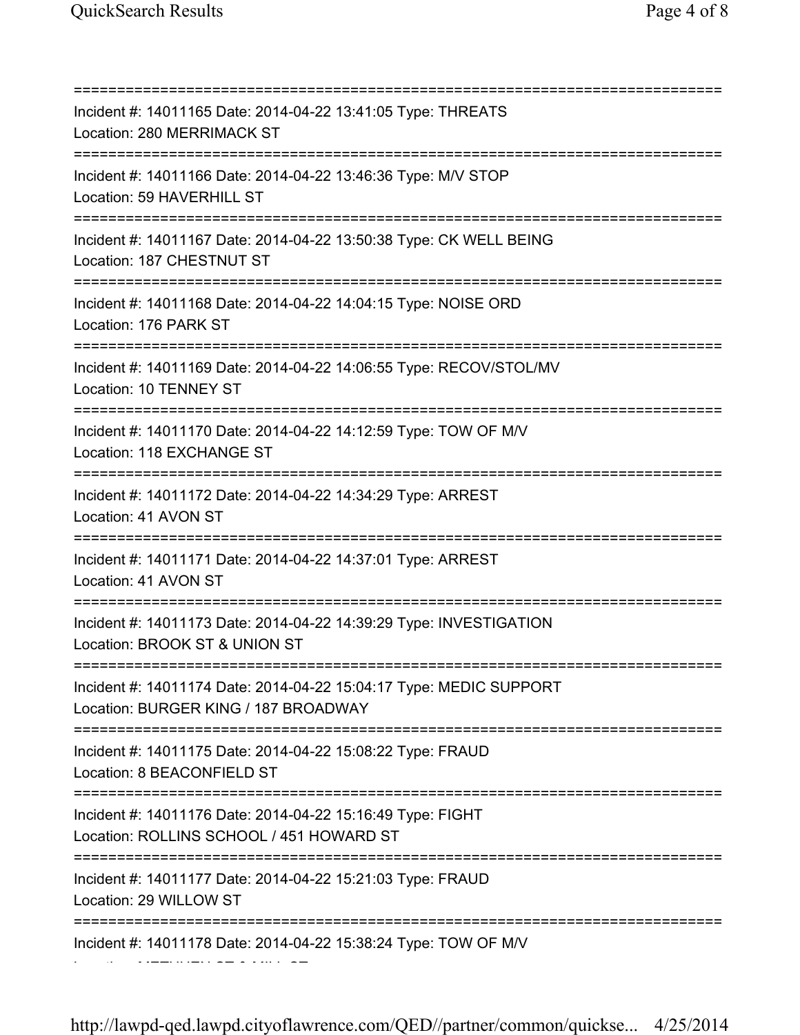===========================================================================

Incident #: 14011165 Date: 2014-04-22 13:41:05 Type: THREATS
Location: 280 MERRIMACK ST

===========================================================================

Incident #: 14011166 Date: 2014-04-22 13:46:36 Type: M/V STOP
Location: 59 HAVERHILL ST

===========================================================================

Incident #: 14011167 Date: 2014-04-22 13:50:38 Type: CK WELL BEING
Location: 187 CHESTNUT ST

===========================================================================

Incident #: 14011168 Date: 2014-04-22 14:04:15 Type: NOISE ORD
Location: 176 PARK ST

===========================================================================

Incident #: 14011169 Date: 2014-04-22 14:06:55 Type: RECOV/STOL/MV
Location: 10 TENNEY ST

===========================================================================

Incident #: 14011170 Date: 2014-04-22 14:12:59 Type: TOW OF M/V
Location: 118 EXCHANGE ST

===========================================================================

Incident #: 14011172 Date: 2014-04-22 14:34:29 Type: ARREST
Location: 41 AVON ST

===========================================================================

Incident #: 14011171 Date: 2014-04-22 14:37:01 Type: ARREST
Location: 41 AVON ST

===========================================================================

Incident #: 14011173 Date: 2014-04-22 14:39:29 Type: INVESTIGATION
Location: BROOK ST & UNION ST

===========================================================================

Incident #: 14011174 Date: 2014-04-22 15:04:17 Type: MEDIC SUPPORT
Location: BURGER KING / 187 BROADWAY

===========================================================================

Incident #: 14011175 Date: 2014-04-22 15:08:22 Type: FRAUD
Location: 8 BEACONFIELD ST

===========================================================================

Incident #: 14011176 Date: 2014-04-22 15:16:49 Type: FIGHT
Location: ROLLINS SCHOOL / 451 HOWARD ST

===========================================================================

Incident #: 14011177 Date: 2014-04-22 15:21:03 Type: FRAUD
Location: 29 WILLOW ST

===========================================================================

Incident #: 14011178 Date: 2014-04-22 15:38:24 Type: TOW OF M/V
Location: METHUEN ST & MILL ST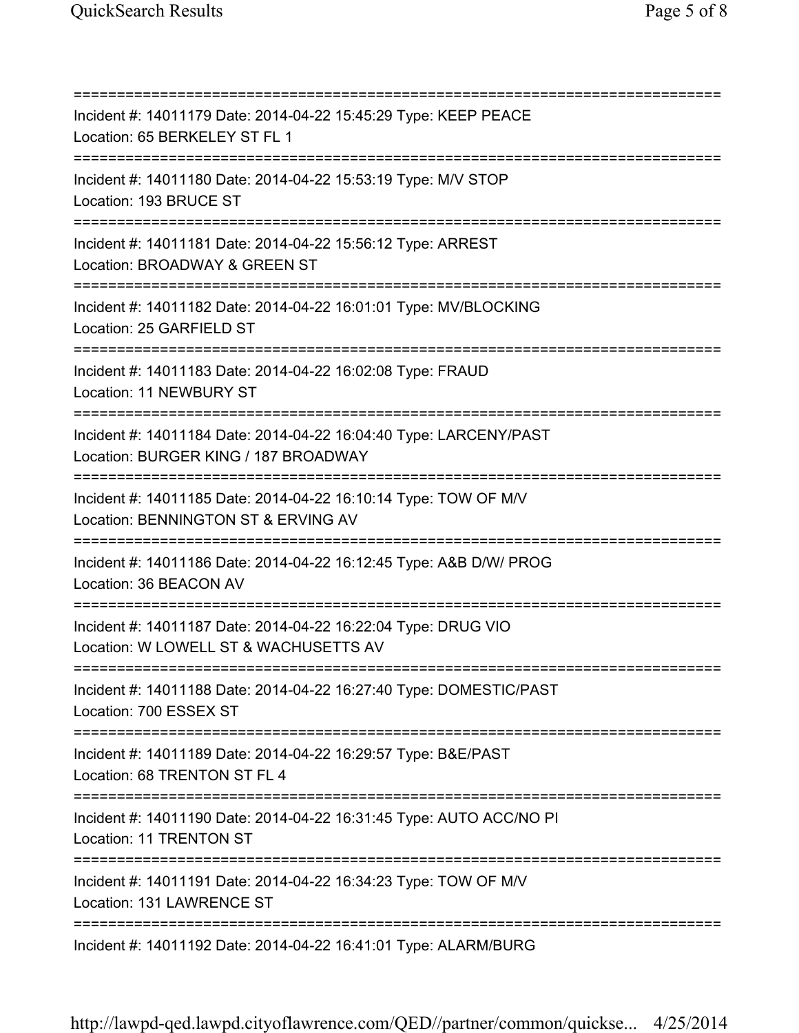===========================================================================
Incident #: 14011179 Date: 2014-04-22 15:45:29 Type: KEEP PEACE
Location: 65 BERKELEY ST FL 1
===========================================================================
Incident #: 14011180 Date: 2014-04-22 15:53:19 Type: M/V STOP
Location: 193 BRUCE ST
===========================================================================
Incident #: 14011181 Date: 2014-04-22 15:56:12 Type: ARREST
Location: BROADWAY & GREEN ST
===========================================================================
Incident #: 14011182 Date: 2014-04-22 16:01:01 Type: MV/BLOCKING
Location: 25 GARFIELD ST
===========================================================================
Incident #: 14011183 Date: 2014-04-22 16:02:08 Type: FRAUD
Location: 11 NEWBURY ST
===========================================================================
Incident #: 14011184 Date: 2014-04-22 16:04:40 Type: LARCENY/PAST
Location: BURGER KING / 187 BROADWAY
===========================================================================
Incident #: 14011185 Date: 2014-04-22 16:10:14 Type: TOW OF M/V
Location: BENNINGTON ST & ERVING AV
===========================================================================
Incident #: 14011186 Date: 2014-04-22 16:12:45 Type: A&B D/W/ PROG
Location: 36 BEACON AV
===========================================================================
Incident #: 14011187 Date: 2014-04-22 16:22:04 Type: DRUG VIO
Location: W LOWELL ST & WACHUSETTS AV
===========================================================================
Incident #: 14011188 Date: 2014-04-22 16:27:40 Type: DOMESTIC/PAST
Location: 700 ESSEX ST
===========================================================================
Incident #: 14011189 Date: 2014-04-22 16:29:57 Type: B&E/PAST
Location: 68 TRENTON ST FL 4
===========================================================================
Incident #: 14011190 Date: 2014-04-22 16:31:45 Type: AUTO ACC/NO PI
Location: 11 TRENTON ST
===========================================================================
Incident #: 14011191 Date: 2014-04-22 16:34:23 Type: TOW OF M/V
Location: 131 LAWRENCE ST
===========================================================================
Incident #: 14011192 Date: 2014-04-22 16:41:01 Type: ALARM/BURG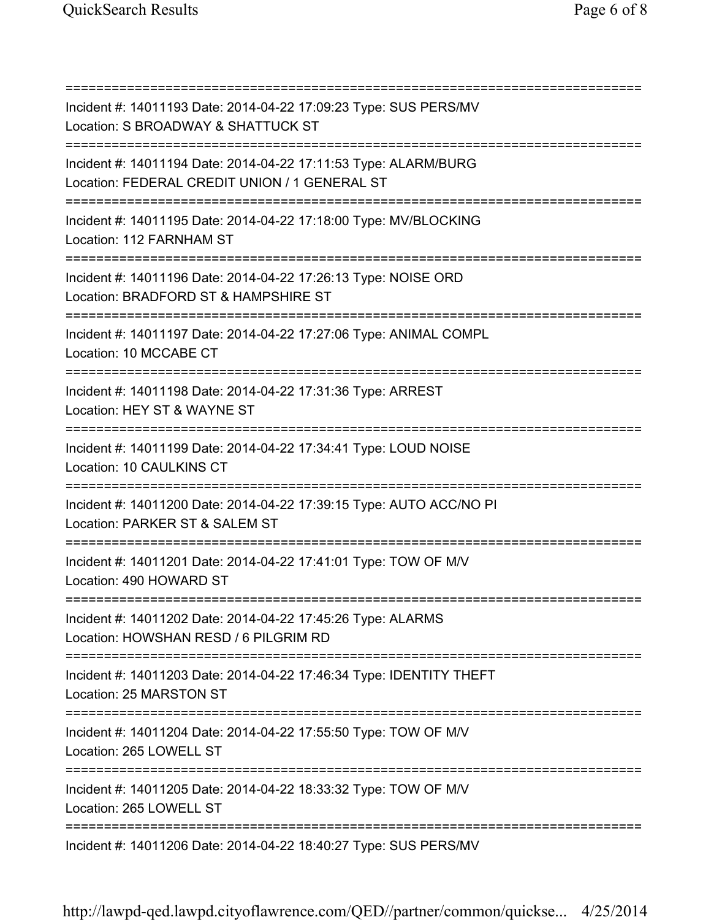===========================================================================

Incident #: 14011193 Date: 2014-04-22 17:09:23 Type: SUS PERS/MV
Location: S BROADWAY & SHATTUCK ST

===========================================================================

Incident #: 14011194 Date: 2014-04-22 17:11:53 Type: ALARM/BURG
Location: FEDERAL CREDIT UNION / 1 GENERAL ST

===========================================================================

Incident #: 14011195 Date: 2014-04-22 17:18:00 Type: MV/BLOCKING
Location: 112 FARNHAM ST

===========================================================================

Incident #: 14011196 Date: 2014-04-22 17:26:13 Type: NOISE ORD
Location: BRADFORD ST & HAMPSHIRE ST

===========================================================================

Incident #: 14011197 Date: 2014-04-22 17:27:06 Type: ANIMAL COMPL
Location: 10 MCCABE CT

===========================================================================

Incident #: 14011198 Date: 2014-04-22 17:31:36 Type: ARREST
Location: HEY ST & WAYNE ST

===========================================================================

Incident #: 14011199 Date: 2014-04-22 17:34:41 Type: LOUD NOISE
Location: 10 CAULKINS CT

===========================================================================

Incident #: 14011200 Date: 2014-04-22 17:39:15 Type: AUTO ACC/NO PI
Location: PARKER ST & SALEM ST

===========================================================================

Incident #: 14011201 Date: 2014-04-22 17:41:01 Type: TOW OF M/V
Location: 490 HOWARD ST

===========================================================================

Incident #: 14011202 Date: 2014-04-22 17:45:26 Type: ALARMS
Location: HOWSHAN RESD / 6 PILGRIM RD

===========================================================================

Incident #: 14011203 Date: 2014-04-22 17:46:34 Type: IDENTITY THEFT
Location: 25 MARSTON ST

===========================================================================

Incident #: 14011204 Date: 2014-04-22 17:55:50 Type: TOW OF M/V
Location: 265 LOWELL ST

===========================================================================

Incident #: 14011205 Date: 2014-04-22 18:33:32 Type: TOW OF M/V
Location: 265 LOWELL ST

===========================================================================

Incident #: 14011206 Date: 2014-04-22 18:40:27 Type: SUS PERS/MV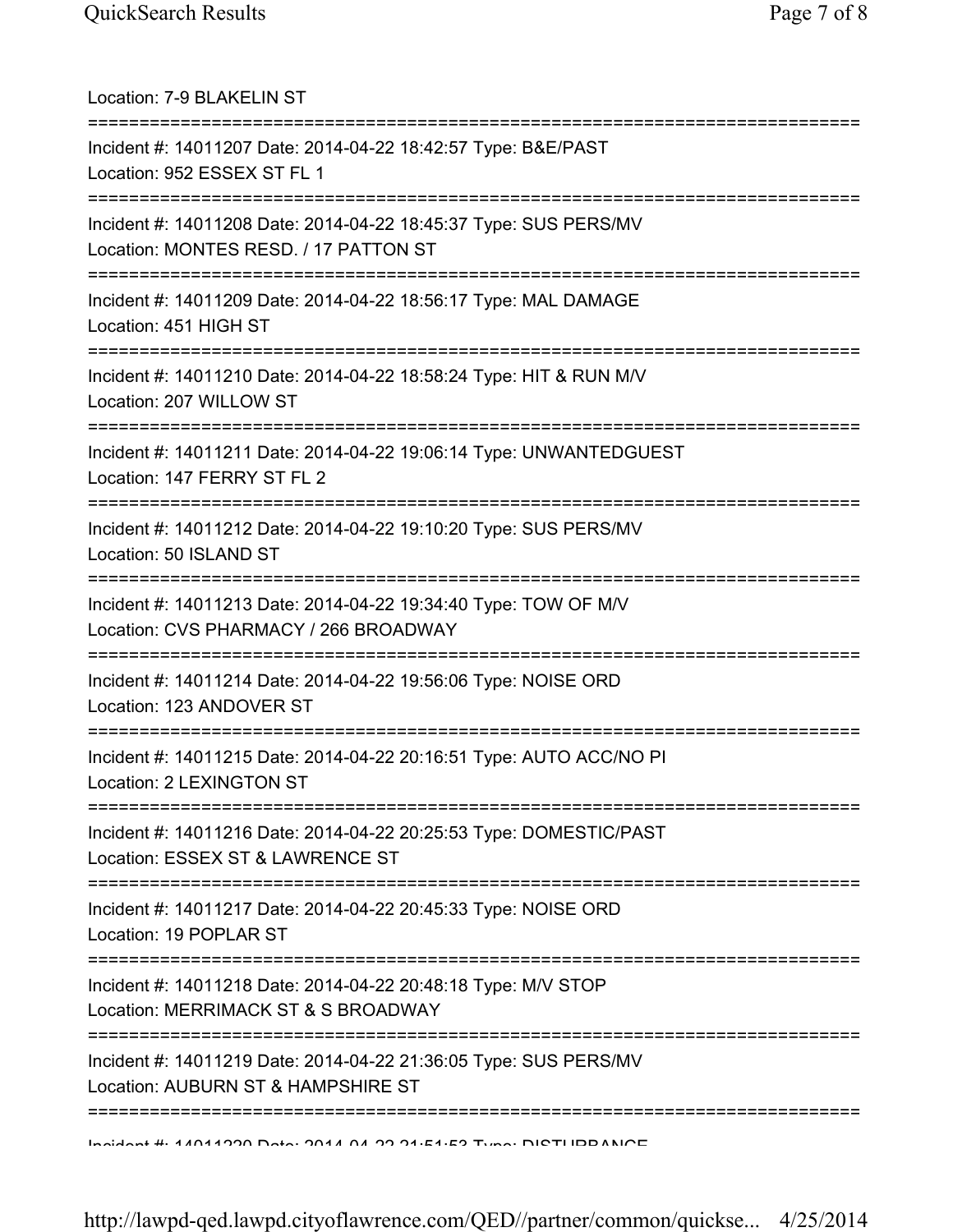Location: 7-9 BLAKELIN ST

===========================================================================

Incident #: 14011207 Date: 2014-04-22 18:42:57 Type: B&E/PAST
Location: 952 ESSEX ST FL 1

===========================================================================

Incident #: 14011208 Date: 2014-04-22 18:45:37 Type: SUS PERS/MV
Location: MONTES RESD. / 17 PATTON ST

===========================================================================

Incident #: 14011209 Date: 2014-04-22 18:56:17 Type: MAL DAMAGE
Location: 451 HIGH ST

===========================================================================

Incident #: 14011210 Date: 2014-04-22 18:58:24 Type: HIT & RUN M/V
Location: 207 WILLOW ST

===========================================================================

Incident #: 14011211 Date: 2014-04-22 19:06:14 Type: UNWANTEDGUEST
Location: 147 FERRY ST FL 2

===========================================================================

Incident #: 14011212 Date: 2014-04-22 19:10:20 Type: SUS PERS/MV
Location: 50 ISLAND ST

===========================================================================

Incident #: 14011213 Date: 2014-04-22 19:34:40 Type: TOW OF M/V
Location: CVS PHARMACY / 266 BROADWAY

===========================================================================

Incident #: 14011214 Date: 2014-04-22 19:56:06 Type: NOISE ORD
Location: 123 ANDOVER ST

===========================================================================

Incident #: 14011215 Date: 2014-04-22 20:16:51 Type: AUTO ACC/NO PI
Location: 2 LEXINGTON ST

===========================================================================

Incident #: 14011216 Date: 2014-04-22 20:25:53 Type: DOMESTIC/PAST
Location: ESSEX ST & LAWRENCE ST

===========================================================================

Incident #: 14011217 Date: 2014-04-22 20:45:33 Type: NOISE ORD
Location: 19 POPLAR ST

===========================================================================

Incident #: 14011218 Date: 2014-04-22 20:48:18 Type: M/V STOP
Location: MERRIMACK ST & S BROADWAY

===========================================================================

Incident #: 14011219 Date: 2014-04-22 21:36:05 Type: SUS PERS/MV
Location: AUBURN ST & HAMPSHIRE ST

===========================================================================

Incident #: 14011220 Date: 2014-04-22 21:51:53 Type: DISTURBANCE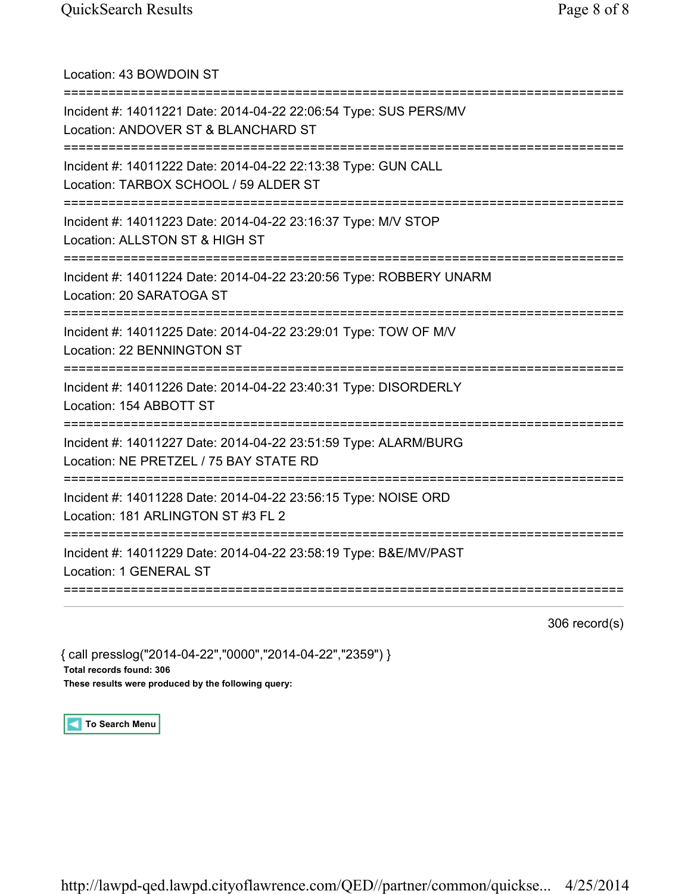Location: 43 BOWDOIN ST

===========================================================================

Incident #: 14011221 Date: 2014-04-22 22:06:54 Type: SUS PERS/MV

Location: ANDOVER ST & BLANCHARD ST

===========================================================================

Incident #: 14011222 Date: 2014-04-22 22:13:38 Type: GUN CALL

Location: TARBOX SCHOOL / 59 ALDER ST

===========================================================================

Incident #: 14011223 Date: 2014-04-22 23:16:37 Type: M/V STOP

Location: ALLSTON ST & HIGH ST

===========================================================================

Incident #: 14011224 Date: 2014-04-22 23:20:56 Type: ROBBERY UNARM

Location: 20 SARATOGA ST

===========================================================================

Incident #: 14011225 Date: 2014-04-22 23:29:01 Type: TOW OF M/V

Location: 22 BENNINGTON ST

===========================================================================

Incident #: 14011226 Date: 2014-04-22 23:40:31 Type: DISORDERLY

Location: 154 ABBOTT ST

===========================================================================

Incident #: 14011227 Date: 2014-04-22 23:51:59 Type: ALARM/BURG

Location: NE PRETZEL / 75 BAY STATE RD

===========================================================================

Incident #: 14011228 Date: 2014-04-22 23:56:15 Type: NOISE ORD

Location: 181 ARLINGTON ST #3 FL 2

===========================================================================

Incident #: 14011229 Date: 2014-04-22 23:58:19 Type: B&E/MV/PAST

Location: 1 GENERAL ST

===========================================================================

306 record(s)

{ call presslog("2014-04-22","0000","2014-04-22","2359") }

**Total records found: 306**

**These results were produced by the following query:**

To Search Menu